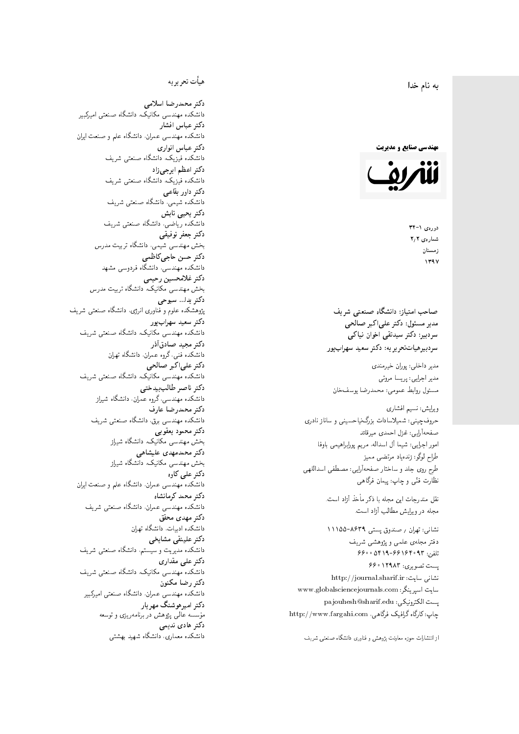به نام خدا

**مهندسی صنایع و مدیریت**

**شریف**

دوره‌ی ۱-۳۴
شماره‌ی ۲/۲
زمستان
۱۳۹۷

**صاحب امتیاز: دانشگاه صنعتی شریف**
**مدیر مسئول: دکتر علی‌اکبر صالحی**
**سردبیر: دکتر سیدتقی اخوان نیاکی**
**سردبیرهیأت‌تحریریه: دکتر سعید سهراب‌پور**

مدیر داخلی: پوران خیرمندی
مدیر اجرایی: پریسا مروتی
مسئول روابط عمومی: محمدرضا یوسف‌خان

ویرایش: نسیم افشاری
حروف‌چینی: شمیلاسادات بزرگ‌نیاحسینی و ساناز نادری
صفحه‌آرایی: غزل احمدی میرقائد
امور اجرایی: شیما آل اسداله، مریم پورابراهیمی باوفا
طراح لوگو: زنده‌یاد مرتضی ممیز
طرح روی جلد و ساختار صفحه‌آرایی: مصطفی اسداللهی
نظارت فنّی و چاپ: پیمان فرگاهی

نقل مندرجات این مجله با ذکر مأخذ آزاد است.
مجله در ویرایش مطالب آزاد است.

نشانی: تهران / صندوق پستی ۸۶۳۹-۱۱۱۵۵
دفتر مجله‌ی علمی و پژوهشی شریف
تلفن: ۹۳-۶۶۱۶۴۰۹۳-۵۴۱۹-۶۶۰۰
پست تصویری: ۶۶۰۱۲۹۸۳
نشانی سایت: http://journal.sharif.ir
سایت اسپرینگر: www.globalsciencejournals.com
پست الکترونیکی: pajouhesh@sharif.edu
چاپ: کارگاه گرافیک فرگاهی، http://www.fargahi.com

از انتشارات حوزه معاونت پژوهش و فناوری دانشگاه صنعتی شریف

## هیأت تحریریه

**دکتر محمدرضا اسلامی**
دانشکده مهندسی مکانیک، دانشگاه صنعتی امیرکبیر
**دکتر عباس افشار**
دانشکده مهندسی عمران، دانشگاه علم و صنعت ایران
**دکتر عباس انواری**
دانشکده فیزیک، دانشگاه صنعتی شریف
**دکتر اعظم ایرجی‌زاد**
دانشکده فیزیک، دانشگاه صنعتی شریف
**دکتر داور بقاعی**
دانشکده شیمی، دانشگاه صنعتی شریف
**دکتر یحیی تابش**
دانشکده ریاضی، دانشگاه صنعتی شریف
**دکتر جعفر توفیقی**
بخش مهندسی شیمی، دانشگاه تربیت مدرس
**دکتر حسن حاجی‌کاظمی**
دانشکده مهندسی، دانشگاه فردوسی مشهد
**دکتر غلامحسین رحیمی**
بخش مهندسی مکانیک، دانشگاه تربیت مدرس
**دکتر یدا... سبوحی**
پژوهشکده علوم و فناوری انرژی، دانشگاه صنعتی شریف
**دکتر سعید سهراب‌پور**
دانشکده مهندسی مکانیک، دانشگاه صنعتی شریف
**دکتر مجید صادق‌آذر**
دانشکده فنی، گروه عمران، دانشگاه تهران
**دکتر علی‌اکبر صالحی**
دانشکده مهندسی مکانیک، دانشگاه صنعتی شریف
**دکتر ناصر طالب‌بیدختی**
دانشکده مهندسی، گروه عمران، دانشگاه شیراز
**دکتر محمدرضا عارف**
دانشکده مهندسی برق، دانشگاه صنعتی شریف
**دکتر محمود یعقوبی**
بخش مهندسی مکانیک، دانشگاه شیراز
**دکتر محمدمهدی علیشاهی**
بخش مهندسی مکانیک، دانشگاه شیراز
**دکتر علی کاوه**
دانشکده مهندسی عمران، دانشگاه علم و صنعت ایران
**دکتر محمد کرمانشاه**
دانشکده مهندسی عمران، دانشگاه صنعتی شریف
**دکتر مهدی محقق**
دانشکده ادبیات، دانشگاه تهران
**دکتر علینقی مشایخی**
دانشکده مدیریت و سیستم، دانشگاه صنعتی شریف
**دکتر علی مقداری**
دانشکده مهندسی مکانیک، دانشگاه صنعتی شریف
**دکتر رضا مکنون**
دانشکده مهندسی عمران، دانشگاه صنعتی امیرکبیر
**دکتر امیرهوشنگ مهریار**
مؤسسه عالی پژوهش در برنامه‌ریزی و توسعه
**دکتر هادی ندیمی**
دانشکده معماری، دانشگاه شهید بهشتی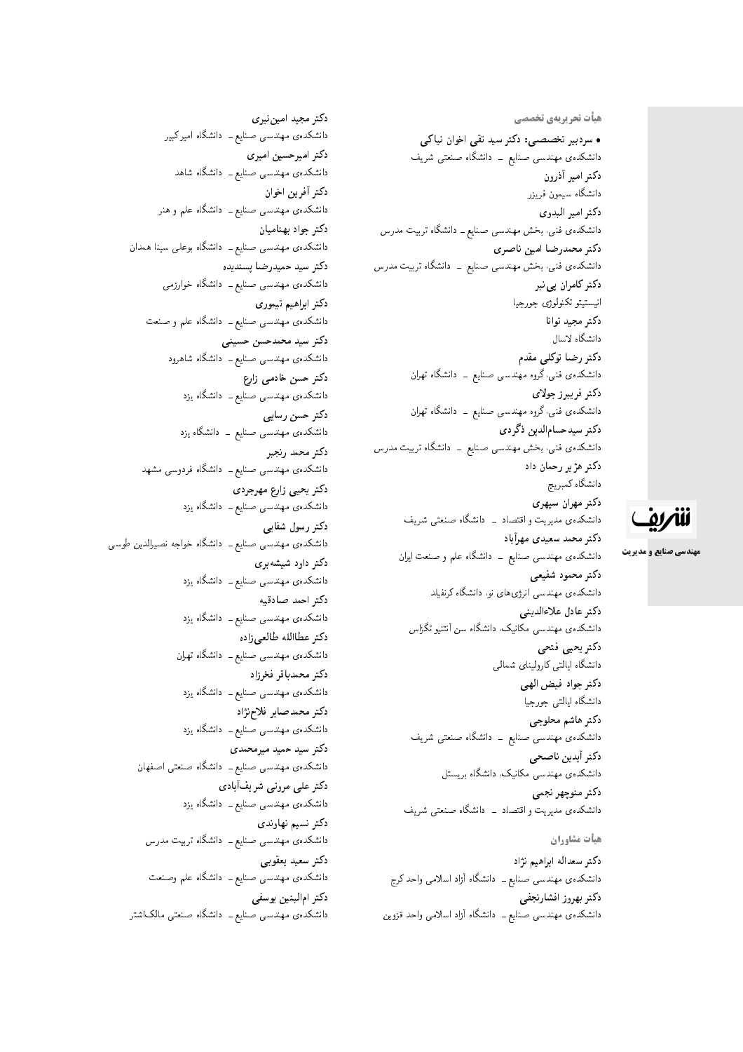### هیأت تحریریه‌ی تخصصی

• **سردبیر تخصصی: دکتر سید تقی اخوان نیاکی**
دانشکده‌ی مهندسی صنایع ـ دانشگاه صنعتی شریف

**دکتر امیر آذرون**
دانشگاه سیمون فریزر

**دکتر امیر البدوی**
دانشکده‌ی فنی، بخش مهندسی صنایع ـ دانشگاه تربیت مدرس

**دکتر محمدرضا امین ناصری**
دانشکده‌ی فنی، بخش مهندسی صنایع ـ دانشگاه تربیت مدرس

**دکتر کامران پی‌نبر**
انیستیتو تکنولوژی جورجیا

**دکتر مجید توانا**
دانشگاه لاسال

**دکتر رضا توکلی مقدم**
دانشکده‌ی فنی، گروه مهندسی صنایع ـ دانشگاه تهران

**دکتر فریبرز جولای**
دانشکده‌ی فنی، گروه مهندسی صنایع ـ دانشگاه تهران

**دکتر سیدحسام‌الدین ذگردی**
دانشکده‌ی فنی، بخش مهندسی صنایع ـ دانشگاه تربیت مدرس

**دکتر هژبر رحمان داد**
دانشگاه کمبریج

**دکتر مهران سپهری**
دانشکده‌ی مدیریت و اقتصاد ـ دانشگاه صنعتی شریف

**دکتر محمد سعیدی مهرآباد**
دانشکده‌ی مهندسی صنایع ـ دانشگاه علم و صنعت ایران

**دکتر محمود شفیعی**
دانشکده‌ی مهندسی انرژی‌های نو، دانشگاه کرنفیلد

**دکتر عادل علاءالدینی**
دانشکده‌ی مهندسی مکانیک، دانشگاه سن آنتنیو تگزاس

**دکتر یحیی فتحی**
دانشگاه ایالتی کارولینای شمالی

**دکتر جواد فیض الهی**
دانشگاه ایالتی جورجیا

**دکتر هاشم محلوجی**
دانشکده‌ی مهندسی صنایع ـ دانشگاه صنعتی شریف

**دکتر آیدین ناصحی**
دانشکده‌ی مهندسی مکانیک، دانشگاه بریستل

**دکتر منوچهر نجمی**
دانشکده‌ی مدیریت و اقتصاد ـ دانشگاه صنعتی شریف

### هیأت مشاوران

**دکتر سعداله ابراهیم نژاد**
دانشکده‌ی مهندسی صنایع ـ دانشگاه آزاد اسلامی واحد کرج

**دکتر بهروز افشارنجفی**
دانشکده‌ی مهندسی صنایع ـ دانشگاه آزاد اسلامی واحد قزوین

**دکتر مجید امین‌نیری**
دانشکده‌ی مهندسی صنایع ـ دانشگاه امیرکبیر

**دکتر امیرحسین امیری**
دانشکده‌ی مهندسی صنایع ـ دانشگاه شاهد

**دکتر آفرین اخوان**
دانشکده‌ی مهندسی صنایع ـ دانشگاه علم و هنر

**دکتر جواد بهنامیان**
دانشکده‌ی مهندسی صنایع ـ دانشگاه بوعلی سینا همدان

**دکتر سید حمیدرضا پسندیده**
دانشکده‌ی مهندسی صنایع ـ دانشگاه خوارزمی

**دکتر ابراهیم تیموری**
دانشکده‌ی مهندسی صنایع ـ دانشگاه علم و صنعت

**دکتر سید محمدحسن حسینی**
دانشکده‌ی مهندسی صنایع ـ دانشگاه شاهرود

**دکتر حسن خادمی زارع**
دانشکده‌ی مهندسی صنایع ـ دانشگاه یزد

**دکتر حسن رسایی**
دانشکده‌ی مهندسی صنایع ـ دانشگاه یزد

**دکتر محمد رنجبر**
دانشکده‌ی مهندسی صنایع ـ دانشگاه فردوسی مشهد

**دکتر یحیی زارع مهرجردی**
دانشکده‌ی مهندسی صنایع ـ دانشگاه یزد

**دکتر رسول شفایی**
دانشکده‌ی مهندسی صنایع ـ دانشگاه خواجه نصیرالدین طوسی

**دکتر داود شیشه‌بری**
دانشکده‌ی مهندسی صنایع ـ دانشگاه یزد

**دکتر احمد صادقیه**
دانشکده‌ی مهندسی صنایع ـ دانشگاه یزد

**دکتر عطاالله طالعی‌زاده**
دانشکده‌ی مهندسی صنایع ـ دانشگاه تهران

**دکتر محمدباقر فخرزاد**
دانشکده‌ی مهندسی صنایع ـ دانشگاه یزد

**دکتر محمدصابر فلاح‌نژاد**
دانشکده‌ی مهندسی صنایع ـ دانشگاه یزد

**دکتر سید حمید میرمحمدی**
دانشکده‌ی مهندسی صنایع ـ دانشگاه صنعتی اصفهان

**دکتر علی مروتی شریف‌آبادی**
دانشکده‌ی مهندسی صنایع ـ دانشگاه یزد

**دکتر نسیم نهاوندی**
دانشکده‌ی مهندسی صنایع ـ دانشگاه تربیت مدرس

**دکتر سعید یعقوبی**
دانشکده‌ی مهندسی صنایع ـ دانشگاه علم وصنعت

**دکتر ام‌البنین یوسفی**
دانشکده‌ی مهندسی صنایع ـ دانشگاه صنعتی مالک‌اشتر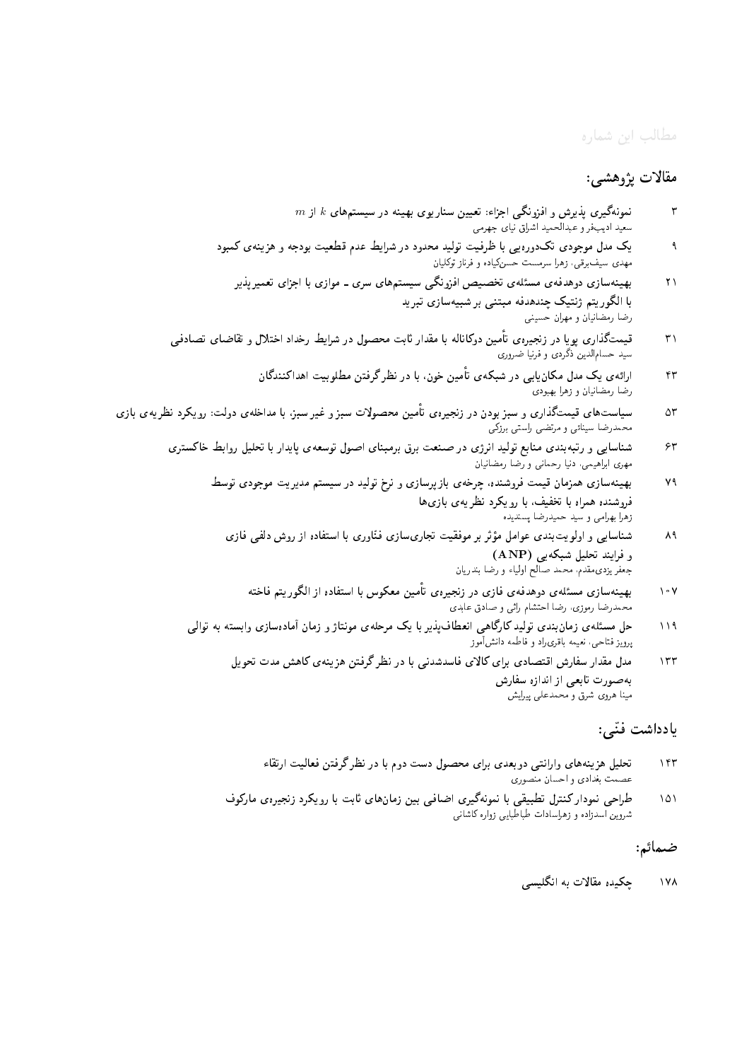مطالب این شماره

## مقالات پژوهشی:

۳ نمونه‌گیری پذیرش و افزونگی اجزاء: تعیین سناریوی بهینه در سیستم‌های $k$ از $m$
سعید ادیب‌فر و عبدالحمید اشراق نیای جهرمی

۹ یک مدل موجودی تک‌دوره‌یی با ظرفیت تولید محدود در شرایط عدم قطعیت بودجه و هزینه‌ی کمبود
مهدی سیف‌برقی، زهرا سرمست حسن‌کیاده و فرناز توکلیان

۲۱ بهینه‌سازی دوهدفه‌ی مسئله‌ی تخصیص افزونگی سیستم‌های سری ـ موازی با اجزای تعمیرپذیر با الگوریتم ژنتیک چندهدفه مبتنی بر شبیه‌سازی تبرید
رضا رمضانیان و مهران حسینی

۳۱ قیمت‌گذاری پویا در زنجیره‌ی تأمین دوکاناله با مقدار ثابت محصول در شرایط رخداد اختلال و تقاضای تصادفی
سید حسام‌الدین ذگردی و فرنیا ضروری

۴۳ ارائه‌ی یک مدل مکان‌یابی در شبکه‌ی تأمین خون، با در نظر گرفتن مطلوبیت اهداکنندگان
رضا رمضانیان و زهرا بهبودی

۵۳ سیاست‌های قیمت‌گذاری و سبز بودن در زنجیره‌ی تأمین محصولات سبز و غیرسبز، با مداخله‌ی دولت: رویکرد نظریه‌ی بازی
محمدرضا سینائی و مرتضی راستی برزکی

۶۳ شناسایی و رتبه‌بندی منابع تولید انرژی در صنعت برق برمبنای اصول توسعه‌ی پایدار با تحلیل روابط خاکستری
مهری ابراهیمی، دنیا رحمانی و رضا رمضانیان

۷۹ بهینه‌سازی همزمان قیمت فروشنده، چرخه‌ی بازپرسازی و نرخ تولید در سیستم مدیریت موجودی توسط فروشنده همراه با تخفیف، با رویکرد نظریه‌ی بازی‌ها
زهرا بهرامی و سید حمیدرضا پسندیده

۸۹ شناسایی و اولویت‌بندی عوامل مؤثر بر موفقیت تجاری‌سازی فناوری با استفاده از روش دلفی فازی و فرایند تحلیل شبکه‌یی (ANP)
جعفر یزدی‌مقدم، محمد صالح اولیاء و رضا بندریان

۱۰۷ بهینه‌سازی مسئله‌ی دوهدفه‌ی فازی در زنجیره‌ی تأمین معکوس با استفاده از الگوریتم فاخته
محمدرضا رموزی، رضا احتشام راثی و صادق عابدی

۱۱۹ حل مسئله‌ی زمان‌بندی تولید کارگاهی انعطاف‌پذیر با یک مرحله‌ی مونتاژ و زمان آماده‌سازی وابسته به توالی
پرویز فتاحی، نعیمه باقری‌راد و فاطمه دانش‌آموز

۱۳۳ مدل مقدار سفارش اقتصادی برای کالای فاسدشدنی با در نظر گرفتن هزینه‌ی کاهش مدت تحویل به‌صورت تابعی از اندازه سفارش
مینا هروی شرق و محمدعلی پیرایش

## یادداشت فنّی:

۱۴۳ تحلیل هزینه‌های وارانتی دوبعدی برای محصول دست دوم با در نظر گرفتن فعالیت ارتقاء
عصمت بغدادی و احسان منصوری

۱۵۱ طراحی نمودارکنترل تطبیقی با نمونه‌گیری اضافی بین زمان‌های ثابت با رویکرد زنجیره‌ی مارکوف
شروین اسدزاده و زهراسادات طباطبایی زواره کاشانی

## ضمائم:

۱۷۸ چکیده مقالات به انگلیسی